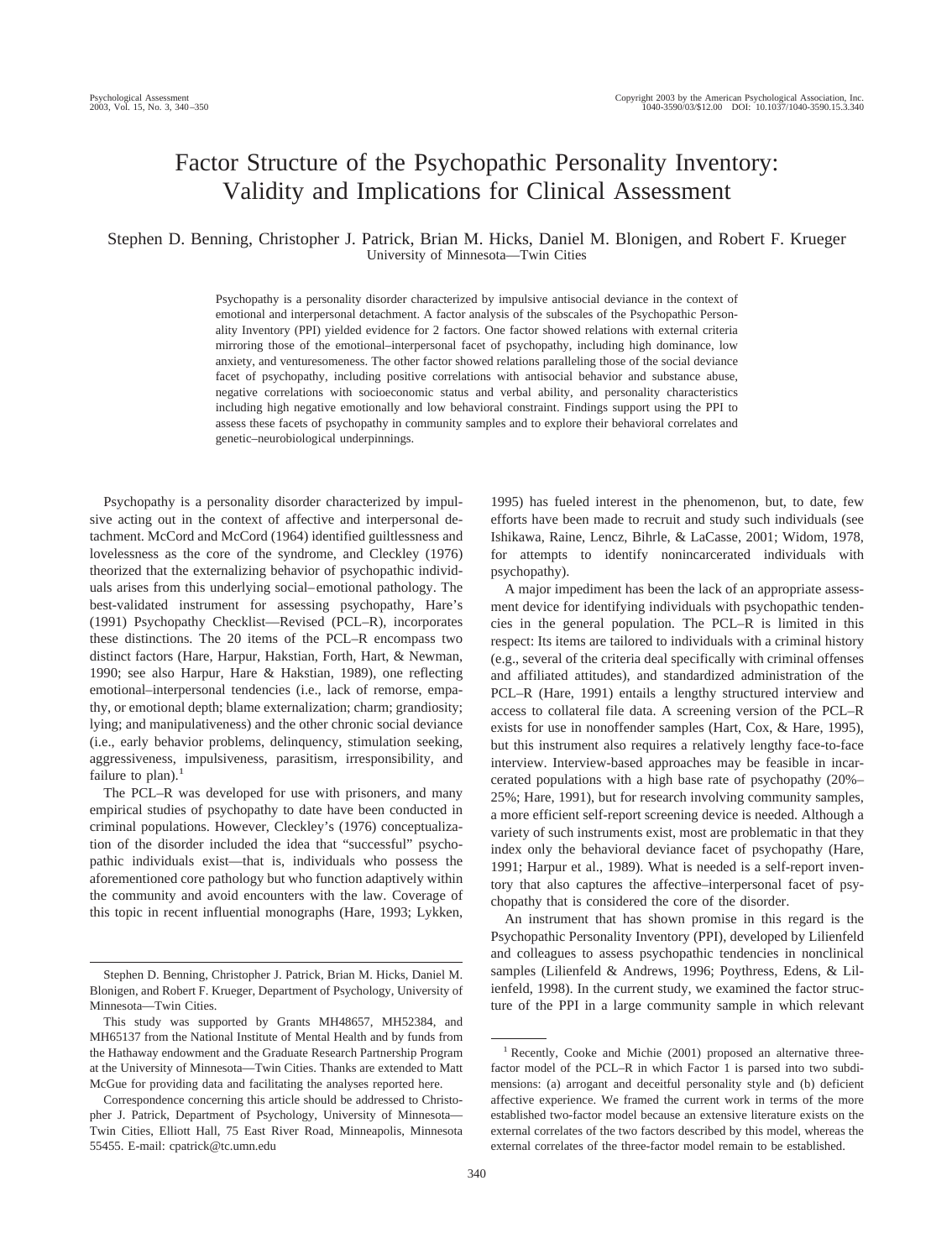# Factor Structure of the Psychopathic Personality Inventory: Validity and Implications for Clinical Assessment

Stephen D. Benning, Christopher J. Patrick, Brian M. Hicks, Daniel M. Blonigen, and Robert F. Krueger
University of Minnesota—Twin Cities

Psychopathy is a personality disorder characterized by impulsive antisocial deviance in the context of emotional and interpersonal detachment. A factor analysis of the subscales of the Psychopathic Personality Inventory (PPI) yielded evidence for 2 factors. One factor showed relations with external criteria mirroring those of the emotional–interpersonal facet of psychopathy, including high dominance, low anxiety, and venturesomeness. The other factor showed relations paralleling those of the social deviance facet of psychopathy, including positive correlations with antisocial behavior and substance abuse, negative correlations with socioeconomic status and verbal ability, and personality characteristics including high negative emotionally and low behavioral constraint. Findings support using the PPI to assess these facets of psychopathy in community samples and to explore their behavioral correlates and genetic–neurobiological underpinnings.

Psychopathy is a personality disorder characterized by impulsive acting out in the context of affective and interpersonal detachment. McCord and McCord (1964) identified guiltlessness and lovelessness as the core of the syndrome, and Cleckley (1976) theorized that the externalizing behavior of psychopathic individuals arises from this underlying social–emotional pathology. The best-validated instrument for assessing psychopathy, Hare's (1991) Psychopathy Checklist—Revised (PCL–R), incorporates these distinctions. The 20 items of the PCL–R encompass two distinct factors (Hare, Harpur, Hakstian, Forth, Hart, & Newman, 1990; see also Harpur, Hare & Hakstian, 1989), one reflecting emotional–interpersonal tendencies (i.e., lack of remorse, empathy, or emotional depth; blame externalization; charm; grandiosity; lying; and manipulativeness) and the other chronic social deviance (i.e., early behavior problems, delinquency, stimulation seeking, aggressiveness, impulsiveness, parasitism, irresponsibility, and failure to plan).[1]

The PCL–R was developed for use with prisoners, and many empirical studies of psychopathy to date have been conducted in criminal populations. However, Cleckley's (1976) conceptualization of the disorder included the idea that "successful" psychopathic individuals exist—that is, individuals who possess the aforementioned core pathology but who function adaptively within the community and avoid encounters with the law. Coverage of this topic in recent influential monographs (Hare, 1993; Lykken, 1995) has fueled interest in the phenomenon, but, to date, few efforts have been made to recruit and study such individuals (see Ishikawa, Raine, Lencz, Bihrle, & LaCasse, 2001; Widom, 1978, for attempts to identify nonincarcerated individuals with psychopathy).

A major impediment has been the lack of an appropriate assessment device for identifying individuals with psychopathic tendencies in the general population. The PCL–R is limited in this respect: Its items are tailored to individuals with a criminal history (e.g., several of the criteria deal specifically with criminal offenses and affiliated attitudes), and standardized administration of the PCL–R (Hare, 1991) entails a lengthy structured interview and access to collateral file data. A screening version of the PCL–R exists for use in nonoffender samples (Hart, Cox, & Hare, 1995), but this instrument also requires a relatively lengthy face-to-face interview. Interview-based approaches may be feasible in incarcerated populations with a high base rate of psychopathy (20%–25%; Hare, 1991), but for research involving community samples, a more efficient self-report screening device is needed. Although a variety of such instruments exist, most are problematic in that they index only the behavioral deviance facet of psychopathy (Hare, 1991; Harpur et al., 1989). What is needed is a self-report inventory that also captures the affective–interpersonal facet of psychopathy that is considered the core of the disorder.

An instrument that has shown promise in this regard is the Psychopathic Personality Inventory (PPI), developed by Lilienfeld and colleagues to assess psychopathic tendencies in nonclinical samples (Lilienfeld & Andrews, 1996; Poythress, Edens, & Lilienfeld, 1998). In the current study, we examined the factor structure of the PPI in a large community sample in which relevant

---

Stephen D. Benning, Christopher J. Patrick, Brian M. Hicks, Daniel M. Blonigen, and Robert F. Krueger, Department of Psychology, University of Minnesota—Twin Cities.

This study was supported by Grants MH48657, MH52384, and MH65137 from the National Institute of Mental Health and by funds from the Hathaway endowment and the Graduate Research Partnership Program at the University of Minnesota—Twin Cities. Thanks are extended to Matt McGue for providing data and facilitating the analyses reported here.

Correspondence concerning this article should be addressed to Christopher J. Patrick, Department of Psychology, University of Minnesota—Twin Cities, Elliott Hall, 75 East River Road, Minneapolis, Minnesota 55455. E-mail: cpatrick@tc.umn.edu

[1] Recently, Cooke and Michie (2001) proposed an alternative three-factor model of the PCL–R in which Factor 1 is parsed into two subdimensions: (a) arrogant and deceitful personality style and (b) deficient affective experience. We framed the current work in terms of the more established two-factor model because an extensive literature exists on the external correlates of the two factors described by this model, whereas the external correlates of the three-factor model remain to be established.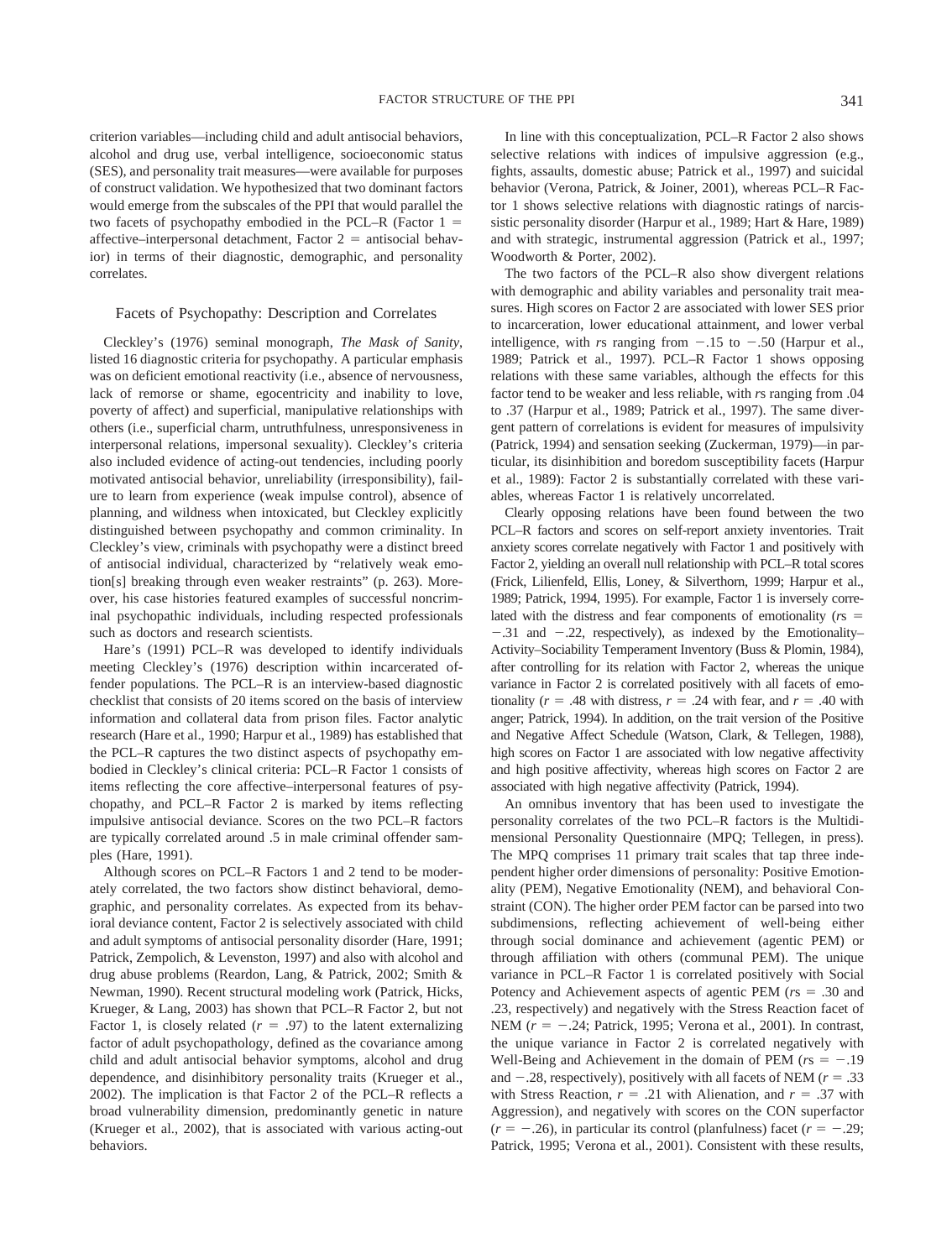criterion variables—including child and adult antisocial behaviors, alcohol and drug use, verbal intelligence, socioeconomic status (SES), and personality trait measures—were available for purposes of construct validation. We hypothesized that two dominant factors would emerge from the subscales of the PPI that would parallel the two facets of psychopathy embodied in the PCL–R (Factor 1 = affective–interpersonal detachment, Factor 2 = antisocial behavior) in terms of their diagnostic, demographic, and personality correlates.

## Facets of Psychopathy: Description and Correlates

Cleckley's (1976) seminal monograph, *The Mask of Sanity*, listed 16 diagnostic criteria for psychopathy. A particular emphasis was on deficient emotional reactivity (i.e., absence of nervousness, lack of remorse or shame, egocentricity and inability to love, poverty of affect) and superficial, manipulative relationships with others (i.e., superficial charm, untruthfulness, unresponsiveness in interpersonal relations, impersonal sexuality). Cleckley's criteria also included evidence of acting-out tendencies, including poorly motivated antisocial behavior, unreliability (irresponsibility), failure to learn from experience (weak impulse control), absence of planning, and wildness when intoxicated, but Cleckley explicitly distinguished between psychopathy and common criminality. In Cleckley's view, criminals with psychopathy were a distinct breed of antisocial individual, characterized by "relatively weak emotion[s] breaking through even weaker restraints" (p. 263). Moreover, his case histories featured examples of successful noncriminal psychopathic individuals, including respected professionals such as doctors and research scientists.

Hare's (1991) PCL–R was developed to identify individuals meeting Cleckley's (1976) description within incarcerated offender populations. The PCL–R is an interview-based diagnostic checklist that consists of 20 items scored on the basis of interview information and collateral data from prison files. Factor analytic research (Hare et al., 1990; Harpur et al., 1989) has established that the PCL–R captures the two distinct aspects of psychopathy embodied in Cleckley's clinical criteria: PCL–R Factor 1 consists of items reflecting the core affective–interpersonal features of psychopathy, and PCL–R Factor 2 is marked by items reflecting impulsive antisocial deviance. Scores on the two PCL–R factors are typically correlated around .5 in male criminal offender samples (Hare, 1991).

Although scores on PCL–R Factors 1 and 2 tend to be moderately correlated, the two factors show distinct behavioral, demographic, and personality correlates. As expected from its behavioral deviance content, Factor 2 is selectively associated with child and adult symptoms of antisocial personality disorder (Hare, 1991; Patrick, Zempolich, & Levenston, 1997) and also with alcohol and drug abuse problems (Reardon, Lang, & Patrick, 2002; Smith & Newman, 1990). Recent structural modeling work (Patrick, Hicks, Krueger, & Lang, 2003) has shown that PCL–R Factor 2, but not Factor 1, is closely related ($r$ = .97) to the latent externalizing factor of adult psychopathology, defined as the covariance among child and adult antisocial behavior symptoms, alcohol and drug dependence, and disinhibitory personality traits (Krueger et al., 2002). The implication is that Factor 2 of the PCL–R reflects a broad vulnerability dimension, predominantly genetic in nature (Krueger et al., 2002), that is associated with various acting-out behaviors.

In line with this conceptualization, PCL–R Factor 2 also shows selective relations with indices of impulsive aggression (e.g., fights, assaults, domestic abuse; Patrick et al., 1997) and suicidal behavior (Verona, Patrick, & Joiner, 2001), whereas PCL–R Factor 1 shows selective relations with diagnostic ratings of narcissistic personality disorder (Harpur et al., 1989; Hart & Hare, 1989) and with strategic, instrumental aggression (Patrick et al., 1997; Woodworth & Porter, 2002).

The two factors of the PCL–R also show divergent relations with demographic and ability variables and personality trait measures. High scores on Factor 2 are associated with lower SES prior to incarceration, lower educational attainment, and lower verbal intelligence, with $r$s ranging from −.15 to −.50 (Harpur et al., 1989; Patrick et al., 1997). PCL–R Factor 1 shows opposing relations with these same variables, although the effects for this factor tend to be weaker and less reliable, with $r$s ranging from .04 to .37 (Harpur et al., 1989; Patrick et al., 1997). The same divergent pattern of correlations is evident for measures of impulsivity (Patrick, 1994) and sensation seeking (Zuckerman, 1979)—in particular, its disinhibition and boredom susceptibility facets (Harpur et al., 1989): Factor 2 is substantially correlated with these variables, whereas Factor 1 is relatively uncorrelated.

Clearly opposing relations have been found between the two PCL–R factors and scores on self-report anxiety inventories. Trait anxiety scores correlate negatively with Factor 1 and positively with Factor 2, yielding an overall null relationship with PCL–R total scores (Frick, Lilienfeld, Ellis, Loney, & Silverthorn, 1999; Harpur et al., 1989; Patrick, 1994, 1995). For example, Factor 1 is inversely correlated with the distress and fear components of emotionality ($r$s = −.31 and −.22, respectively), as indexed by the Emotionality–Activity–Sociability Temperament Inventory (Buss & Plomin, 1984), after controlling for its relation with Factor 2, whereas the unique variance in Factor 2 is correlated positively with all facets of emotionality ($r$ = .48 with distress, $r$ = .24 with fear, and $r$ = .40 with anger; Patrick, 1994). In addition, on the trait version of the Positive and Negative Affect Schedule (Watson, Clark, & Tellegen, 1988), high scores on Factor 1 are associated with low negative affectivity and high positive affectivity, whereas high scores on Factor 2 are associated with high negative affectivity (Patrick, 1994).

An omnibus inventory that has been used to investigate the personality correlates of the two PCL–R factors is the Multidimensional Personality Questionnaire (MPQ; Tellegen, in press). The MPQ comprises 11 primary trait scales that tap three independent higher order dimensions of personality: Positive Emotionality (PEM), Negative Emotionality (NEM), and behavioral Constraint (CON). The higher order PEM factor can be parsed into two subdimensions, reflecting achievement of well-being either through social dominance and achievement (agentic PEM) or through affiliation with others (communal PEM). The unique variance in PCL–R Factor 1 is correlated positively with Social Potency and Achievement aspects of agentic PEM ($r$s = .30 and .23, respectively) and negatively with the Stress Reaction facet of NEM ($r$ = −.24; Patrick, 1995; Verona et al., 2001). In contrast, the unique variance in Factor 2 is correlated negatively with Well-Being and Achievement in the domain of PEM ($r$s = −.19 and −.28, respectively), positively with all facets of NEM ($r$ = .33 with Stress Reaction, $r$ = .21 with Alienation, and $r$ = .37 with Aggression), and negatively with scores on the CON superfactor ($r$ = −.26), in particular its control (planfulness) facet ($r$ = −.29; Patrick, 1995; Verona et al., 2001). Consistent with these results,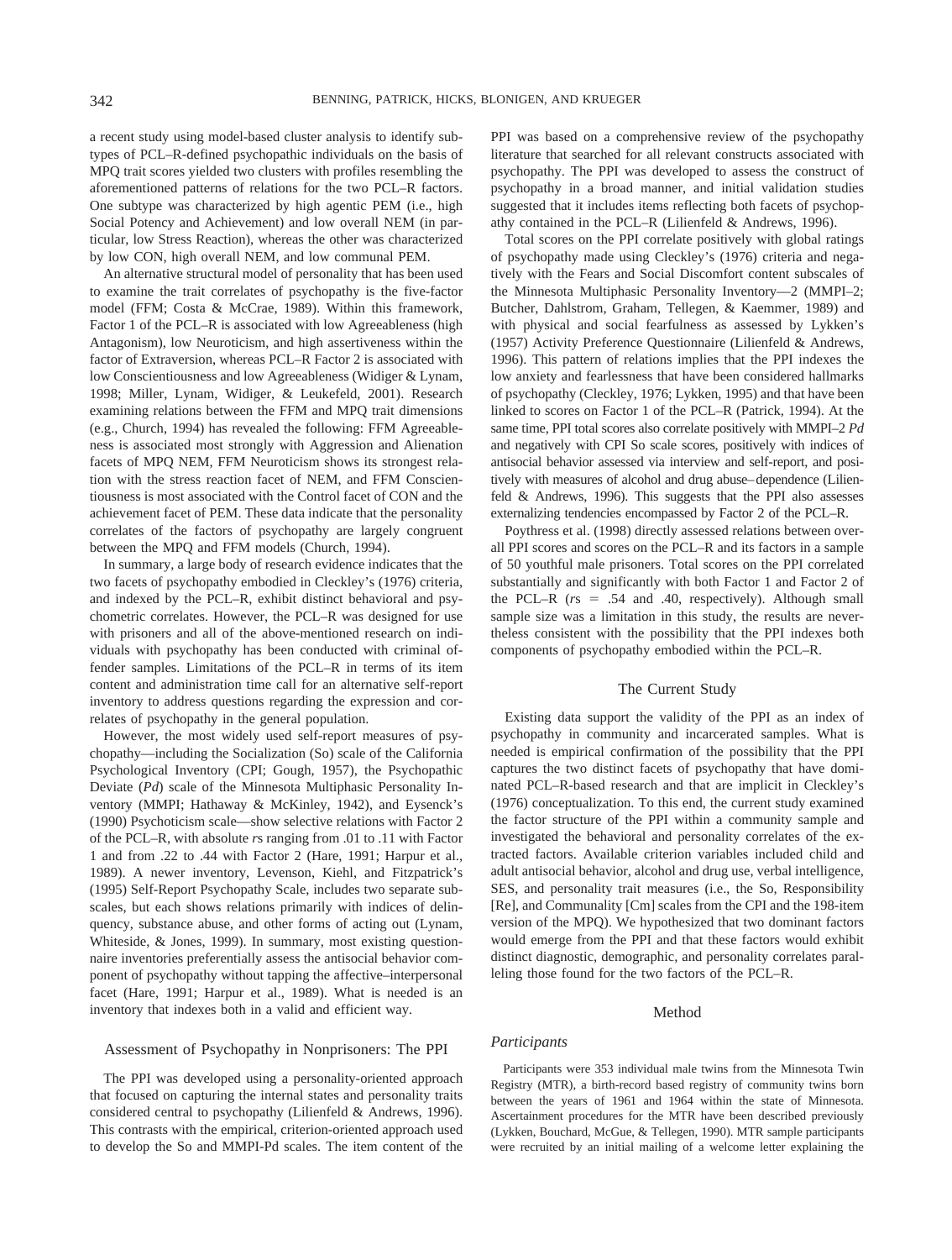a recent study using model-based cluster analysis to identify subtypes of PCL–R-defined psychopathic individuals on the basis of MPQ trait scores yielded two clusters with profiles resembling the aforementioned patterns of relations for the two PCL–R factors. One subtype was characterized by high agentic PEM (i.e., high Social Potency and Achievement) and low overall NEM (in particular, low Stress Reaction), whereas the other was characterized by low CON, high overall NEM, and low communal PEM.

An alternative structural model of personality that has been used to examine the trait correlates of psychopathy is the five-factor model (FFM; Costa & McCrae, 1989). Within this framework, Factor 1 of the PCL–R is associated with low Agreeableness (high Antagonism), low Neuroticism, and high assertiveness within the factor of Extraversion, whereas PCL–R Factor 2 is associated with low Conscientiousness and low Agreeableness (Widiger & Lynam, 1998; Miller, Lynam, Widiger, & Leukefeld, 2001). Research examining relations between the FFM and MPQ trait dimensions (e.g., Church, 1994) has revealed the following: FFM Agreeableness is associated most strongly with Aggression and Alienation facets of MPQ NEM, FFM Neuroticism shows its strongest relation with the stress reaction facet of NEM, and FFM Conscientiousness is most associated with the Control facet of CON and the achievement facet of PEM. These data indicate that the personality correlates of the factors of psychopathy are largely congruent between the MPQ and FFM models (Church, 1994).

In summary, a large body of research evidence indicates that the two facets of psychopathy embodied in Cleckley's (1976) criteria, and indexed by the PCL–R, exhibit distinct behavioral and psychometric correlates. However, the PCL–R was designed for use with prisoners and all of the above-mentioned research on individuals with psychopathy has been conducted with criminal offender samples. Limitations of the PCL–R in terms of its item content and administration time call for an alternative self-report inventory to address questions regarding the expression and correlates of psychopathy in the general population.

However, the most widely used self-report measures of psychopathy—including the Socialization (So) scale of the California Psychological Inventory (CPI; Gough, 1957), the Psychopathic Deviate (*Pd*) scale of the Minnesota Multiphasic Personality Inventory (MMPI; Hathaway & McKinley, 1942), and Eysenck's (1990) Psychoticism scale—show selective relations with Factor 2 of the PCL–R, with absolute *r*s ranging from .01 to .11 with Factor 1 and from .22 to .44 with Factor 2 (Hare, 1991; Harpur et al., 1989). A newer inventory, Levenson, Kiehl, and Fitzpatrick's (1995) Self-Report Psychopathy Scale, includes two separate subscales, but each shows relations primarily with indices of delinquency, substance abuse, and other forms of acting out (Lynam, Whiteside, & Jones, 1999). In summary, most existing questionnaire inventories preferentially assess the antisocial behavior component of psychopathy without tapping the affective–interpersonal facet (Hare, 1991; Harpur et al., 1989). What is needed is an inventory that indexes both in a valid and efficient way.

## Assessment of Psychopathy in Nonprisoners: The PPI

The PPI was developed using a personality-oriented approach that focused on capturing the internal states and personality traits considered central to psychopathy (Lilienfeld & Andrews, 1996). This contrasts with the empirical, criterion-oriented approach used to develop the So and MMPI-Pd scales. The item content of the PPI was based on a comprehensive review of the psychopathy literature that searched for all relevant constructs associated with psychopathy. The PPI was developed to assess the construct of psychopathy in a broad manner, and initial validation studies suggested that it includes items reflecting both facets of psychopathy contained in the PCL–R (Lilienfeld & Andrews, 1996).

Total scores on the PPI correlate positively with global ratings of psychopathy made using Cleckley's (1976) criteria and negatively with the Fears and Social Discomfort content subscales of the Minnesota Multiphasic Personality Inventory—2 (MMPI–2; Butcher, Dahlstrom, Graham, Tellegen, & Kaemmer, 1989) and with physical and social fearfulness as assessed by Lykken's (1957) Activity Preference Questionnaire (Lilienfeld & Andrews, 1996). This pattern of relations implies that the PPI indexes the low anxiety and fearlessness that have been considered hallmarks of psychopathy (Cleckley, 1976; Lykken, 1995) and that have been linked to scores on Factor 1 of the PCL–R (Patrick, 1994). At the same time, PPI total scores also correlate positively with MMPI–2 *Pd* and negatively with CPI So scale scores, positively with indices of antisocial behavior assessed via interview and self-report, and positively with measures of alcohol and drug abuse–dependence (Lilienfeld & Andrews, 1996). This suggests that the PPI also assesses externalizing tendencies encompassed by Factor 2 of the PCL–R.

Poythress et al. (1998) directly assessed relations between overall PPI scores and scores on the PCL–R and its factors in a sample of 50 youthful male prisoners. Total scores on the PPI correlated substantially and significantly with both Factor 1 and Factor 2 of the PCL–R (*r*s = .54 and .40, respectively). Although small sample size was a limitation in this study, the results are nevertheless consistent with the possibility that the PPI indexes both components of psychopathy embodied within the PCL–R.

## The Current Study

Existing data support the validity of the PPI as an index of psychopathy in community and incarcerated samples. What is needed is empirical confirmation of the possibility that the PPI captures the two distinct facets of psychopathy that have dominated PCL–R-based research and that are implicit in Cleckley's (1976) conceptualization. To this end, the current study examined the factor structure of the PPI within a community sample and investigated the behavioral and personality correlates of the extracted factors. Available criterion variables included child and adult antisocial behavior, alcohol and drug use, verbal intelligence, SES, and personality trait measures (i.e., the So, Responsibility [Re], and Communality [Cm] scales from the CPI and the 198-item version of the MPQ). We hypothesized that two dominant factors would emerge from the PPI and that these factors would exhibit distinct diagnostic, demographic, and personality correlates paralleling those found for the two factors of the PCL–R.

## Method

### *Participants*

Participants were 353 individual male twins from the Minnesota Twin Registry (MTR), a birth-record based registry of community twins born between the years of 1961 and 1964 within the state of Minnesota. Ascertainment procedures for the MTR have been described previously (Lykken, Bouchard, McGue, & Tellegen, 1990). MTR sample participants were recruited by an initial mailing of a welcome letter explaining the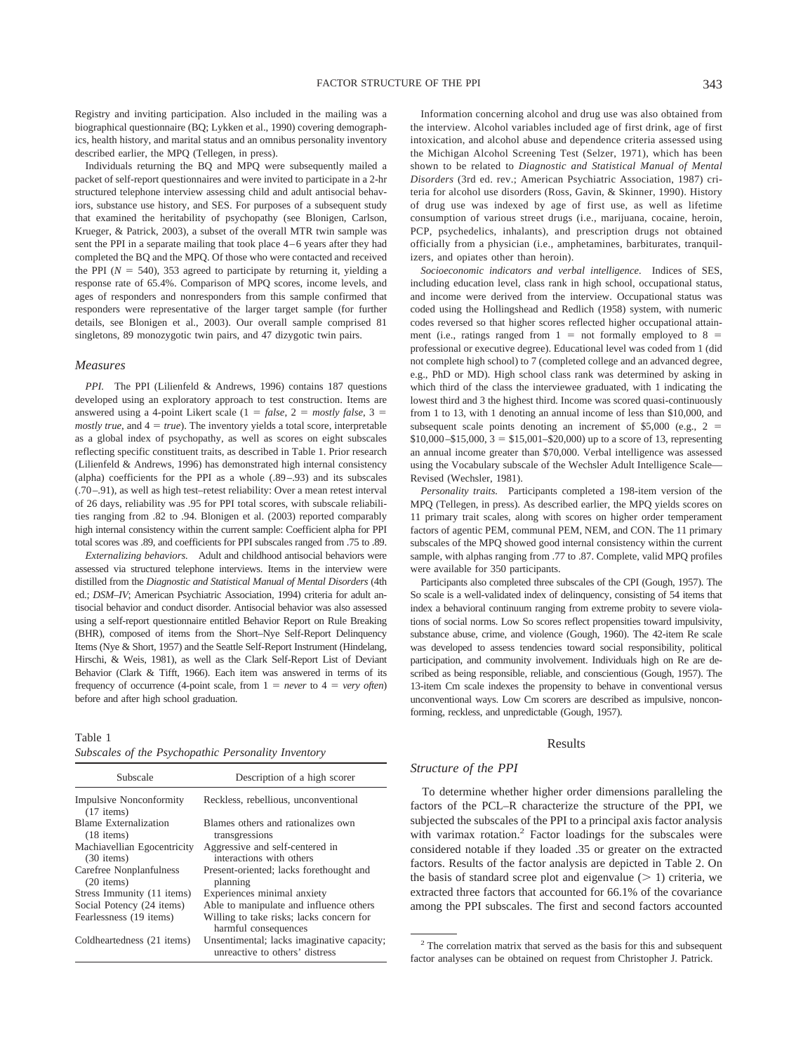Registry and inviting participation. Also included in the mailing was a biographical questionnaire (BQ; Lykken et al., 1990) covering demographics, health history, and marital status and an omnibus personality inventory described earlier, the MPQ (Tellegen, in press).

Individuals returning the BQ and MPQ were subsequently mailed a packet of self-report questionnaires and were invited to participate in a 2-hr structured telephone interview assessing child and adult antisocial behaviors, substance use history, and SES. For purposes of a subsequent study that examined the heritability of psychopathy (see Blonigen, Carlson, Krueger, & Patrick, 2003), a subset of the overall MTR twin sample was sent the PPI in a separate mailing that took place 4–6 years after they had completed the BQ and the MPQ. Of those who were contacted and received the PPI ($N = 540$), 353 agreed to participate by returning it, yielding a response rate of 65.4%. Comparison of MPQ scores, income levels, and ages of responders and nonresponders from this sample confirmed that responders were representative of the larger target sample (for further details, see Blonigen et al., 2003). Our overall sample comprised 81 singletons, 89 monozygotic twin pairs, and 47 dizygotic twin pairs.

### Measures

*PPI.* The PPI (Lilienfeld & Andrews, 1996) contains 187 questions developed using an exploratory approach to test construction. Items are answered using a 4-point Likert scale (1 = *false*, 2 = *mostly false*, 3 = *mostly true*, and 4 = *true*). The inventory yields a total score, interpretable as a global index of psychopathy, as well as scores on eight subscales reflecting specific constituent traits, as described in Table 1. Prior research (Lilienfeld & Andrews, 1996) has demonstrated high internal consistency (alpha) coefficients for the PPI as a whole (.89–.93) and its subscales (.70–.91), as well as high test–retest reliability: Over a mean retest interval of 26 days, reliability was .95 for PPI total scores, with subscale reliabilities ranging from .82 to .94. Blonigen et al. (2003) reported comparably high internal consistency within the current sample: Coefficient alpha for PPI total scores was .89, and coefficients for PPI subscales ranged from .75 to .89.

*Externalizing behaviors.* Adult and childhood antisocial behaviors were assessed via structured telephone interviews. Items in the interview were distilled from the *Diagnostic and Statistical Manual of Mental Disorders* (4th ed.; *DSM–IV*; American Psychiatric Association, 1994) criteria for adult antisocial behavior and conduct disorder. Antisocial behavior was also assessed using a self-report questionnaire entitled Behavior Report on Rule Breaking (BHR), composed of items from the Short–Nye Self-Report Delinquency Items (Nye & Short, 1957) and the Seattle Self-Report Instrument (Hindelang, Hirschi, & Weis, 1981), as well as the Clark Self-Report List of Deviant Behavior (Clark & Tifft, 1966). Each item was answered in terms of its frequency of occurrence (4-point scale, from 1 = *never* to 4 = *very often*) before and after high school graduation.

Table 1
*Subscales of the Psychopathic Personality Inventory*

| Subscale | Description of a high scorer |
|---|---|
| Impulsive Nonconformity (17 items) | Reckless, rebellious, unconventional |
| Blame Externalization (18 items) | Blames others and rationalizes own transgressions |
| Machiavellian Egocentricity (30 items) | Aggressive and self-centered in interactions with others |
| Carefree Nonplanfulness (20 items) | Present-oriented; lacks forethought and planning |
| Stress Immunity (11 items) | Experiences minimal anxiety |
| Social Potency (24 items) | Able to manipulate and influence others |
| Fearlessness (19 items) | Willing to take risks; lacks concern for harmful consequences |
| Coldheartedness (21 items) | Unsentimental; lacks imaginative capacity; unreactive to others' distress |

Information concerning alcohol and drug use was also obtained from the interview. Alcohol variables included age of first drink, age of first intoxication, and alcohol abuse and dependence criteria assessed using the Michigan Alcohol Screening Test (Selzer, 1971), which has been shown to be related to *Diagnostic and Statistical Manual of Mental Disorders* (3rd ed. rev.; American Psychiatric Association, 1987) criteria for alcohol use disorders (Ross, Gavin, & Skinner, 1990). History of drug use was indexed by age of first use, as well as lifetime consumption of various street drugs (i.e., marijuana, cocaine, heroin, PCP, psychedelics, inhalants), and prescription drugs not obtained officially from a physician (i.e., amphetamines, barbiturates, tranquilizers, and opiates other than heroin).

*Socioeconomic indicators and verbal intelligence.* Indices of SES, including education level, class rank in high school, occupational status, and income were derived from the interview. Occupational status was coded using the Hollingshead and Redlich (1958) system, with numeric codes reversed so that higher scores reflected higher occupational attainment (i.e., ratings ranged from 1 = not formally employed to 8 = professional or executive degree). Educational level was coded from 1 (did not complete high school) to 7 (completed college and an advanced degree, e.g., PhD or MD). High school class rank was determined by asking in which third of the class the interviewee graduated, with 1 indicating the lowest third and 3 the highest third. Income was scored quasi-continuously from 1 to 13, with 1 denoting an annual income of less than $10,000, and subsequent scale points denoting an increment of $5,000 (e.g., 2 = $10,000–$15,000, 3 = $15,001–$20,000) up to a score of 13, representing an annual income greater than $70,000. Verbal intelligence was assessed using the Vocabulary subscale of the Wechsler Adult Intelligence Scale—Revised (Wechsler, 1981).

*Personality traits.* Participants completed a 198-item version of the MPQ (Tellegen, in press). As described earlier, the MPQ yields scores on 11 primary trait scales, along with scores on higher order temperament factors of agentic PEM, communal PEM, NEM, and CON. The 11 primary subscales of the MPQ showed good internal consistency within the current sample, with alphas ranging from .77 to .87. Complete, valid MPQ profiles were available for 350 participants.

Participants also completed three subscales of the CPI (Gough, 1957). The So scale is a well-validated index of delinquency, consisting of 54 items that index a behavioral continuum ranging from extreme probity to severe violations of social norms. Low So scores reflect propensities toward impulsivity, substance abuse, crime, and violence (Gough, 1960). The 42-item Re scale was developed to assess tendencies toward social responsibility, political participation, and community involvement. Individuals high on Re are described as being responsible, reliable, and conscientious (Gough, 1957). The 13-item Cm scale indexes the propensity to behave in conventional versus unconventional ways. Low Cm scorers are described as impulsive, nonconforming, reckless, and unpredictable (Gough, 1957).

## Results

### Structure of the PPI

To determine whether higher order dimensions paralleling the factors of the PCL–R characterize the structure of the PPI, we subjected the subscales of the PPI to a principal axis factor analysis with varimax rotation.[2] Factor loadings for the subscales were considered notable if they loaded .35 or greater on the extracted factors. Results of the factor analysis are depicted in Table 2. On the basis of standard scree plot and eigenvalue (> 1) criteria, we extracted three factors that accounted for 66.1% of the covariance among the PPI subscales. The first and second factors accounted

[2] The correlation matrix that served as the basis for this and subsequent factor analyses can be obtained on request from Christopher J. Patrick.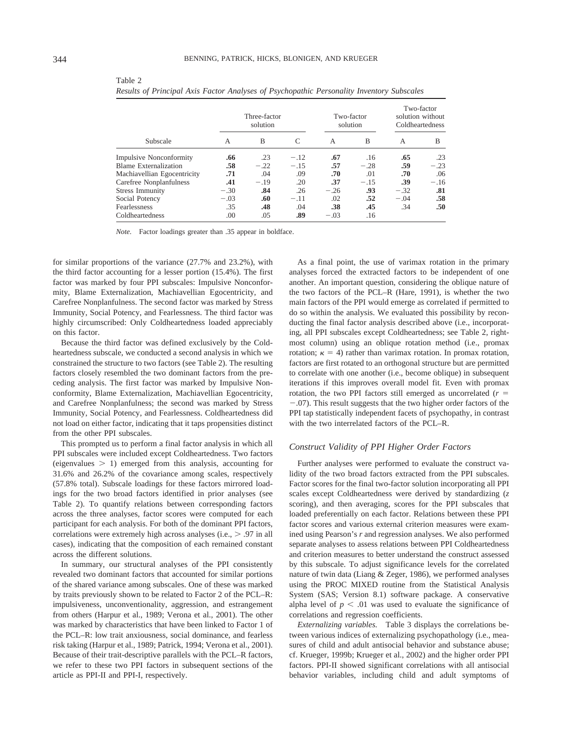Table 2
*Results of Principal Axis Factor Analyses of Psychopathic Personality Inventory Subscales*

| Subscale | Three-factor solution | | | Two-factor solution | | Two-factor solution without Coldheartedness | |
|---|---|---|---|---|---|---|---|
| | A | B | C | A | B | A | B |
| Impulsive Nonconformity | **.66** | .23 | −.12 | **.67** | .16 | **.65** | .23 |
| Blame Externalization | **.58** | −.22 | −.15 | **.57** | −.28 | **.59** | −.23 |
| Machiavellian Egocentricity | **.71** | .04 | .09 | **.70** | .01 | **.70** | .06 |
| Carefree Nonplanfulness | **.41** | −.19 | .20 | **.37** | −.15 | **.39** | −.16 |
| Stress Immunity | −.30 | **.84** | .26 | −.26 | **.93** | −.32 | **.81** |
| Social Potency | −.03 | **.60** | −.11 | .02 | **.52** | −.04 | **.58** |
| Fearlessness | .35 | **.48** | .04 | **.38** | **.45** | .34 | **.50** |
| Coldheartedness | .00 | .05 | **.89** | −.03 | .16 | | |

*Note.* Factor loadings greater than .35 appear in boldface.

for similar proportions of the variance (27.7% and 23.2%), with the third factor accounting for a lesser portion (15.4%). The first factor was marked by four PPI subscales: Impulsive Nonconformity, Blame Externalization, Machiavellian Egocentricity, and Carefree Nonplanfulness. The second factor was marked by Stress Immunity, Social Potency, and Fearlessness. The third factor was highly circumscribed: Only Coldheartedness loaded appreciably on this factor.

Because the third factor was defined exclusively by the Coldheartedness subscale, we conducted a second analysis in which we constrained the structure to two factors (see Table 2). The resulting factors closely resembled the two dominant factors from the preceding analysis. The first factor was marked by Impulsive Nonconformity, Blame Externalization, Machiavellian Egocentricity, and Carefree Nonplanfulness; the second was marked by Stress Immunity, Social Potency, and Fearlessness. Coldheartedness did not load on either factor, indicating that it taps propensities distinct from the other PPI subscales.

This prompted us to perform a final factor analysis in which all PPI subscales were included except Coldheartedness. Two factors (eigenvalues $> 1$) emerged from this analysis, accounting for 31.6% and 26.2% of the covariance among scales, respectively (57.8% total). Subscale loadings for these factors mirrored loadings for the two broad factors identified in prior analyses (see Table 2). To quantify relations between corresponding factors across the three analyses, factor scores were computed for each participant for each analysis. For both of the dominant PPI factors, correlations were extremely high across analyses (i.e., $> .97$ in all cases), indicating that the composition of each remained constant across the different solutions.

In summary, our structural analyses of the PPI consistently revealed two dominant factors that accounted for similar portions of the shared variance among subscales. One of these was marked by traits previously shown to be related to Factor 2 of the PCL–R: impulsiveness, unconventionality, aggression, and estrangement from others (Harpur et al., 1989; Verona et al., 2001). The other was marked by characteristics that have been linked to Factor 1 of the PCL–R: low trait anxiousness, social dominance, and fearless risk taking (Harpur et al., 1989; Patrick, 1994; Verona et al., 2001). Because of their trait-descriptive parallels with the PCL–R factors, we refer to these two PPI factors in subsequent sections of the article as PPI-II and PPI-I, respectively.

As a final point, the use of varimax rotation in the primary analyses forced the extracted factors to be independent of one another. An important question, considering the oblique nature of the two factors of the PCL–R (Hare, 1991), is whether the two main factors of the PPI would emerge as correlated if permitted to do so within the analysis. We evaluated this possibility by reconducting the final factor analysis described above (i.e., incorporating, all PPI subscales except Coldheartedness; see Table 2, rightmost column) using an oblique rotation method (i.e., promax rotation; $\kappa = 4$) rather than varimax rotation. In promax rotation, factors are first rotated to an orthogonal structure but are permitted to correlate with one another (i.e., become oblique) in subsequent iterations if this improves overall model fit. Even with promax rotation, the two PPI factors still emerged as uncorrelated ($r = -.07$). This result suggests that the two higher order factors of the PPI tap statistically independent facets of psychopathy, in contrast with the two interrelated factors of the PCL–R.

### *Construct Validity of PPI Higher Order Factors*

Further analyses were performed to evaluate the construct validity of the two broad factors extracted from the PPI subscales. Factor scores for the final two-factor solution incorporating all PPI scales except Coldheartedness were derived by standardizing (*z* scoring), and then averaging, scores for the PPI subscales that loaded preferentially on each factor. Relations between these PPI factor scores and various external criterion measures were examined using Pearson's *r* and regression analyses. We also performed separate analyses to assess relations between PPI Coldheartedness and criterion measures to better understand the construct assessed by this subscale. To adjust significance levels for the correlated nature of twin data (Liang & Zeger, 1986), we performed analyses using the PROC MIXED routine from the Statistical Analysis System (SAS; Version 8.1) software package. A conservative alpha level of $p < .01$ was used to evaluate the significance of correlations and regression coefficients.

*Externalizing variables.* Table 3 displays the correlations between various indices of externalizing psychopathology (i.e., measures of child and adult antisocial behavior and substance abuse; cf. Krueger, 1999b; Krueger et al., 2002) and the higher order PPI factors. PPI-II showed significant correlations with all antisocial behavior variables, including child and adult symptoms of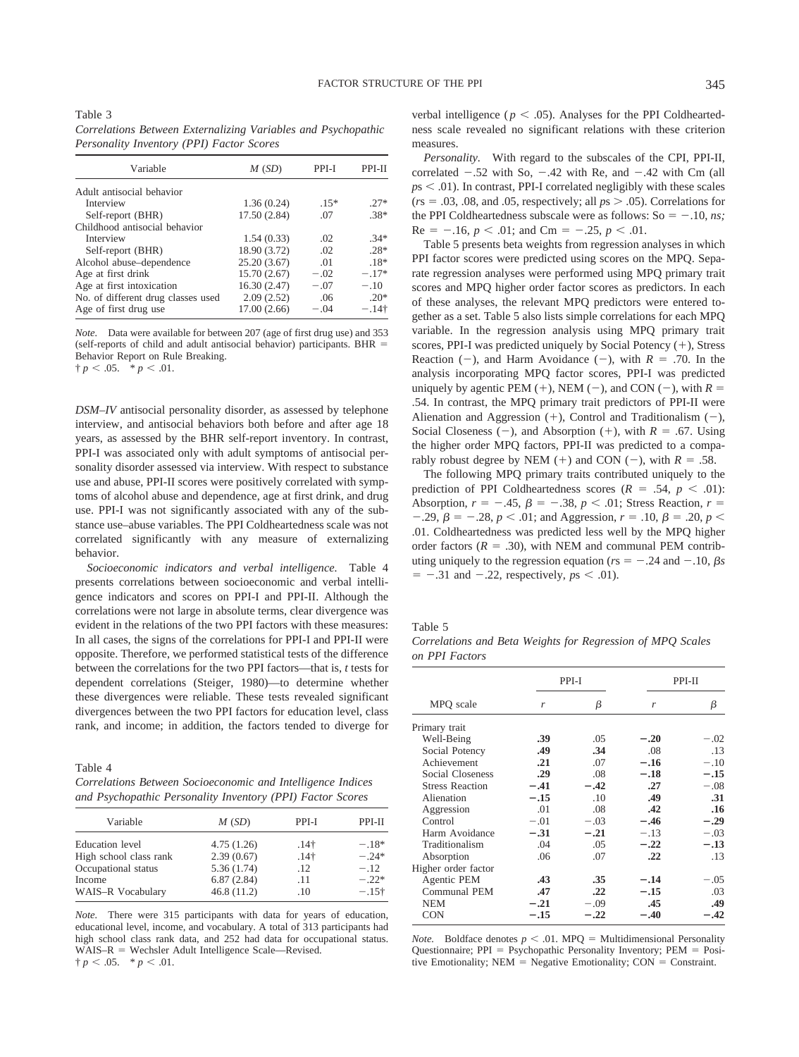Table 3

*Correlations Between Externalizing Variables and Psychopathic Personality Inventory (PPI) Factor Scores*

| Variable | *M* (*SD*) | PPI-I | PPI-II |
|---|---|---|---|
| Adult antisocial behavior | | | |
| Interview | 1.36 (0.24) | .15* | .27* |
| Self-report (BHR) | 17.50 (2.84) | .07 | .38* |
| Childhood antisocial behavior | | | |
| Interview | 1.54 (0.33) | .02 | .34* |
| Self-report (BHR) | 18.90 (3.72) | .02 | .28* |
| Alcohol abuse–dependence | 25.20 (3.67) | .01 | .18* |
| Age at first drink | 15.70 (2.67) | −.02 | −.17* |
| Age at first intoxication | 16.30 (2.47) | −.07 | −.10 |
| No. of different drug classes used | 2.09 (2.52) | .06 | .20* |
| Age of first drug use | 17.00 (2.66) | −.04 | −.14† |

*Note.* Data were available for between 207 (age of first drug use) and 353 (self-reports of child and adult antisocial behavior) participants. BHR = Behavior Report on Rule Breaking.
† $p < .05$. * $p < .01$.

*DSM–IV* antisocial personality disorder, as assessed by telephone interview, and antisocial behaviors both before and after age 18 years, as assessed by the BHR self-report inventory. In contrast, PPI-I was associated only with adult symptoms of antisocial personality disorder assessed via interview. With respect to substance use and abuse, PPI-II scores were positively correlated with symptoms of alcohol abuse and dependence, age at first drink, and drug use. PPI-I was not significantly associated with any of the substance use–abuse variables. The PPI Coldheartedness scale was not correlated significantly with any measure of externalizing behavior.

*Socioeconomic indicators and verbal intelligence.* Table 4 presents correlations between socioeconomic and verbal intelligence indicators and scores on PPI-I and PPI-II. Although the correlations were not large in absolute terms, clear divergence was evident in the relations of the two PPI factors with these measures: In all cases, the signs of the correlations for PPI-I and PPI-II were opposite. Therefore, we performed statistical tests of the difference between the correlations for the two PPI factors—that is, *t* tests for dependent correlations (Steiger, 1980)—to determine whether these divergences were reliable. These tests revealed significant divergences between the two PPI factors for education level, class rank, and income; in addition, the factors tended to diverge for verbal intelligence ($p < .05$). Analyses for the PPI Coldheartedness scale revealed no significant relations with these criterion measures.

Table 4

*Correlations Between Socioeconomic and Intelligence Indices and Psychopathic Personality Inventory (PPI) Factor Scores*

| Variable | *M* (*SD*) | PPI-I | PPI-II |
|---|---|---|---|
| Education level | 4.75 (1.26) | .14† | −.18* |
| High school class rank | 2.39 (0.67) | .14† | −.24* |
| Occupational status | 5.36 (1.74) | .12 | −.12 |
| Income | 6.87 (2.84) | .11 | −.22* |
| WAIS–R Vocabulary | 46.8 (11.2) | .10 | −.15† |

*Note.* There were 315 participants with data for years of education, educational level, income, and vocabulary. A total of 313 participants had high school class rank data, and 252 had data for occupational status. WAIS–R = Wechsler Adult Intelligence Scale—Revised.
† $p < .05$. * $p < .01$.

*Personality.* With regard to the subscales of the CPI, PPI-II, correlated −.52 with So, −.42 with Re, and −.42 with Cm (all $ps < .01$). In contrast, PPI-I correlated negligibly with these scales ($rs = .03$, .08, and .05, respectively; all $ps > .05$). Correlations for the PPI Coldheartedness subscale were as follows: So = −.10, *ns;* Re = −.16, $p < .01$; and Cm = −.25, $p < .01$.

Table 5 presents beta weights from regression analyses in which PPI factor scores were predicted using scores on the MPQ. Separate regression analyses were performed using MPQ primary trait scores and MPQ higher order factor scores as predictors. In each of these analyses, the relevant MPQ predictors were entered together as a set. Table 5 also lists simple correlations for each MPQ variable. In the regression analysis using MPQ primary trait scores, PPI-I was predicted uniquely by Social Potency (+), Stress Reaction (−), and Harm Avoidance (−), with $R = .70$. In the analysis incorporating MPQ factor scores, PPI-I was predicted uniquely by agentic PEM (+), NEM (−), and CON (−), with $R = .54$. In contrast, the MPQ primary trait predictors of PPI-II were Alienation and Aggression (+), Control and Traditionalism (−), Social Closeness (−), and Absorption (+), with $R = .67$. Using the higher order MPQ factors, PPI-II was predicted to a comparably robust degree by NEM (+) and CON (−), with $R = .58$.

The following MPQ primary traits contributed uniquely to the prediction of PPI Coldheartedness scores ($R = .54$, $p < .01$): Absorption, $r = -.45$, $\beta = -.38$, $p < .01$; Stress Reaction, $r = -.29$, $\beta = -.28$, $p < .01$; and Aggression, $r = .10$, $\beta = .20$, $p < .01$. Coldheartedness was predicted less well by the MPQ higher order factors ($R = .30$), with NEM and communal PEM contributing uniquely to the regression equation ($rs = -.24$ and $-.10$, $\beta s = -.31$ and $-.22$, respectively, $ps < .01$).

Table 5

*Correlations and Beta Weights for Regression of MPQ Scales on PPI Factors*

| MPQ scale | PPI-I *r* | PPI-I β | PPI-II *r* | PPI-II β |
|---|---|---|---|---|
| Primary trait | | | | |
| Well-Being | **.39** | .05 | **−.20** | −.02 |
| Social Potency | **.49** | **.34** | .08 | .13 |
| Achievement | **.21** | .07 | **−.16** | −.10 |
| Social Closeness | **.29** | .08 | **−.18** | **−.15** |
| Stress Reaction | **−.41** | **−.42** | **.27** | −.08 |
| Alienation | **−.15** | .10 | **.49** | **.31** |
| Aggression | .01 | .08 | **.42** | **.16** |
| Control | −.01 | −.03 | **−.46** | **−.29** |
| Harm Avoidance | **−.31** | **−.21** | −.13 | −.03 |
| Traditionalism | .04 | .05 | **−.22** | **−.13** |
| Absorption | .06 | .07 | **.22** | .13 |
| Higher order factor | | | | |
| Agentic PEM | **.43** | **.35** | **−.14** | −.05 |
| Communal PEM | **.47** | **.22** | **−.15** | .03 |
| NEM | **−.21** | −.09 | **.45** | **.49** |
| CON | **−.15** | **−.22** | **−.40** | **−.42** |

*Note.* Boldface denotes $p < .01$. MPQ = Multidimensional Personality Questionnaire; PPI = Psychopathic Personality Inventory; PEM = Positive Emotionality; NEM = Negative Emotionality; CON = Constraint.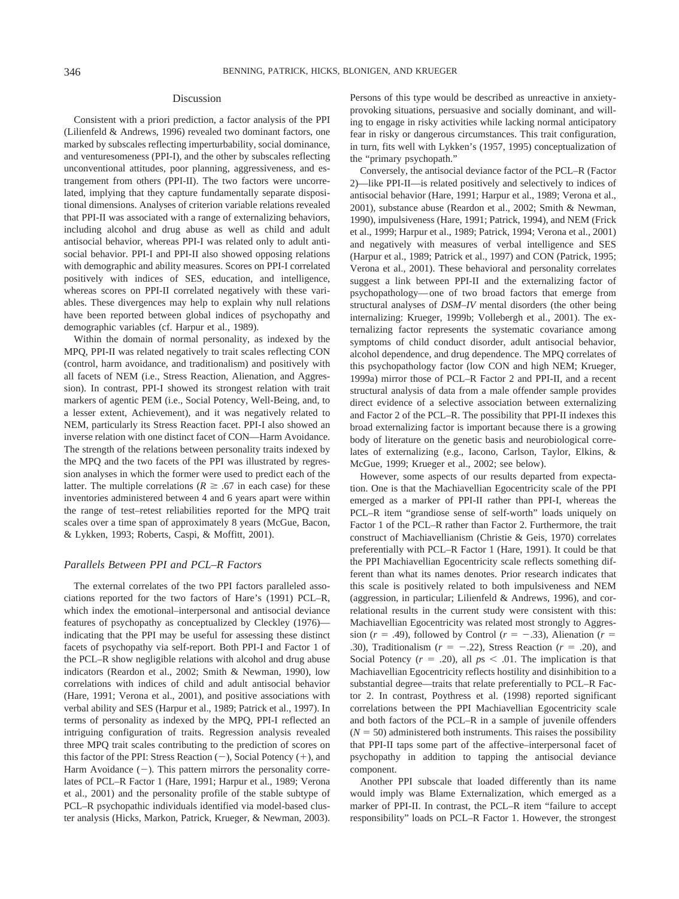## Discussion

Consistent with a priori prediction, a factor analysis of the PPI (Lilienfeld & Andrews, 1996) revealed two dominant factors, one marked by subscales reflecting imperturbability, social dominance, and venturesomeness (PPI-I), and the other by subscales reflecting unconventional attitudes, poor planning, aggressiveness, and estrangement from others (PPI-II). The two factors were uncorrelated, implying that they capture fundamentally separate dispositional dimensions. Analyses of criterion variable relations revealed that PPI-II was associated with a range of externalizing behaviors, including alcohol and drug abuse as well as child and adult antisocial behavior, whereas PPI-I was related only to adult antisocial behavior. PPI-I and PPI-II also showed opposing relations with demographic and ability measures. Scores on PPI-I correlated positively with indices of SES, education, and intelligence, whereas scores on PPI-II correlated negatively with these variables. These divergences may help to explain why null relations have been reported between global indices of psychopathy and demographic variables (cf. Harpur et al., 1989).

Within the domain of normal personality, as indexed by the MPQ, PPI-II was related negatively to trait scales reflecting CON (control, harm avoidance, and traditionalism) and positively with all facets of NEM (i.e., Stress Reaction, Alienation, and Aggression). In contrast, PPI-I showed its strongest relation with trait markers of agentic PEM (i.e., Social Potency, Well-Being, and, to a lesser extent, Achievement), and it was negatively related to NEM, particularly its Stress Reaction facet. PPI-I also showed an inverse relation with one distinct facet of CON—Harm Avoidance. The strength of the relations between personality traits indexed by the MPQ and the two facets of the PPI was illustrated by regression analyses in which the former were used to predict each of the latter. The multiple correlations ($R \geq .67$ in each case) for these inventories administered between 4 and 6 years apart were within the range of test–retest reliabilities reported for the MPQ trait scales over a time span of approximately 8 years (McGue, Bacon, & Lykken, 1993; Roberts, Caspi, & Moffitt, 2001).

### *Parallels Between PPI and PCL–R Factors*

The external correlates of the two PPI factors paralleled associations reported for the two factors of Hare's (1991) PCL–R, which index the emotional–interpersonal and antisocial deviance features of psychopathy as conceptualized by Cleckley (1976)—indicating that the PPI may be useful for assessing these distinct facets of psychopathy via self-report. Both PPI-I and Factor 1 of the PCL–R show negligible relations with alcohol and drug abuse indicators (Reardon et al., 2002; Smith & Newman, 1990), low correlations with indices of child and adult antisocial behavior (Hare, 1991; Verona et al., 2001), and positive associations with verbal ability and SES (Harpur et al., 1989; Patrick et al., 1997). In terms of personality as indexed by the MPQ, PPI-I reflected an intriguing configuration of traits. Regression analysis revealed three MPQ trait scales contributing to the prediction of scores on this factor of the PPI: Stress Reaction (−), Social Potency (+), and Harm Avoidance (−). This pattern mirrors the personality correlates of PCL–R Factor 1 (Hare, 1991; Harpur et al., 1989; Verona et al., 2001) and the personality profile of the stable subtype of PCL–R psychopathic individuals identified via model-based cluster analysis (Hicks, Markon, Patrick, Krueger, & Newman, 2003). Persons of this type would be described as unreactive in anxiety-provoking situations, persuasive and socially dominant, and willing to engage in risky activities while lacking normal anticipatory fear in risky or dangerous circumstances. This trait configuration, in turn, fits well with Lykken's (1957, 1995) conceptualization of the "primary psychopath."

Conversely, the antisocial deviance factor of the PCL–R (Factor 2)—like PPI-II—is related positively and selectively to indices of antisocial behavior (Hare, 1991; Harpur et al., 1989; Verona et al., 2001), substance abuse (Reardon et al., 2002; Smith & Newman, 1990), impulsiveness (Hare, 1991; Patrick, 1994), and NEM (Frick et al., 1999; Harpur et al., 1989; Patrick, 1994; Verona et al., 2001) and negatively with measures of verbal intelligence and SES (Harpur et al., 1989; Patrick et al., 1997) and CON (Patrick, 1995; Verona et al., 2001). These behavioral and personality correlates suggest a link between PPI-II and the externalizing factor of psychopathology—one of two broad factors that emerge from structural analyses of *DSM–IV* mental disorders (the other being internalizing: Krueger, 1999b; Vollebergh et al., 2001). The externalizing factor represents the systematic covariance among symptoms of child conduct disorder, adult antisocial behavior, alcohol dependence, and drug dependence. The MPQ correlates of this psychopathology factor (low CON and high NEM; Krueger, 1999a) mirror those of PCL–R Factor 2 and PPI-II, and a recent structural analysis of data from a male offender sample provides direct evidence of a selective association between externalizing and Factor 2 of the PCL–R. The possibility that PPI-II indexes this broad externalizing factor is important because there is a growing body of literature on the genetic basis and neurobiological correlates of externalizing (e.g., Iacono, Carlson, Taylor, Elkins, & McGue, 1999; Krueger et al., 2002; see below).

However, some aspects of our results departed from expectation. One is that the Machiavellian Egocentricity scale of the PPI emerged as a marker of PPI-II rather than PPI-I, whereas the PCL–R item "grandiose sense of self-worth" loads uniquely on Factor 1 of the PCL–R rather than Factor 2. Furthermore, the trait construct of Machiavellianism (Christie & Geis, 1970) correlates preferentially with PCL–R Factor 1 (Hare, 1991). It could be that the PPI Machiavellian Egocentricity scale reflects something different than what its names denotes. Prior research indicates that this scale is positively related to both impulsiveness and NEM (aggression, in particular; Lilienfeld & Andrews, 1996), and correlational results in the current study were consistent with this: Machiavellian Egocentricity was related most strongly to Aggression ($r = .49$), followed by Control ($r = -.33$), Alienation ($r = .30$), Traditionalism ($r = -.22$), Stress Reaction ($r = .20$), and Social Potency ($r = .20$), all $ps < .01$. The implication is that Machiavellian Egocentricity reflects hostility and disinhibition to a substantial degree—traits that relate preferentially to PCL–R Factor 2. In contrast, Poythress et al. (1998) reported significant correlations between the PPI Machiavellian Egocentricity scale and both factors of the PCL–R in a sample of juvenile offenders ($N = 50$) administered both instruments. This raises the possibility that PPI-II taps some part of the affective–interpersonal facet of psychopathy in addition to tapping the antisocial deviance component.

Another PPI subscale that loaded differently than its name would imply was Blame Externalization, which emerged as a marker of PPI-II. In contrast, the PCL–R item "failure to accept responsibility" loads on PCL–R Factor 1. However, the strongest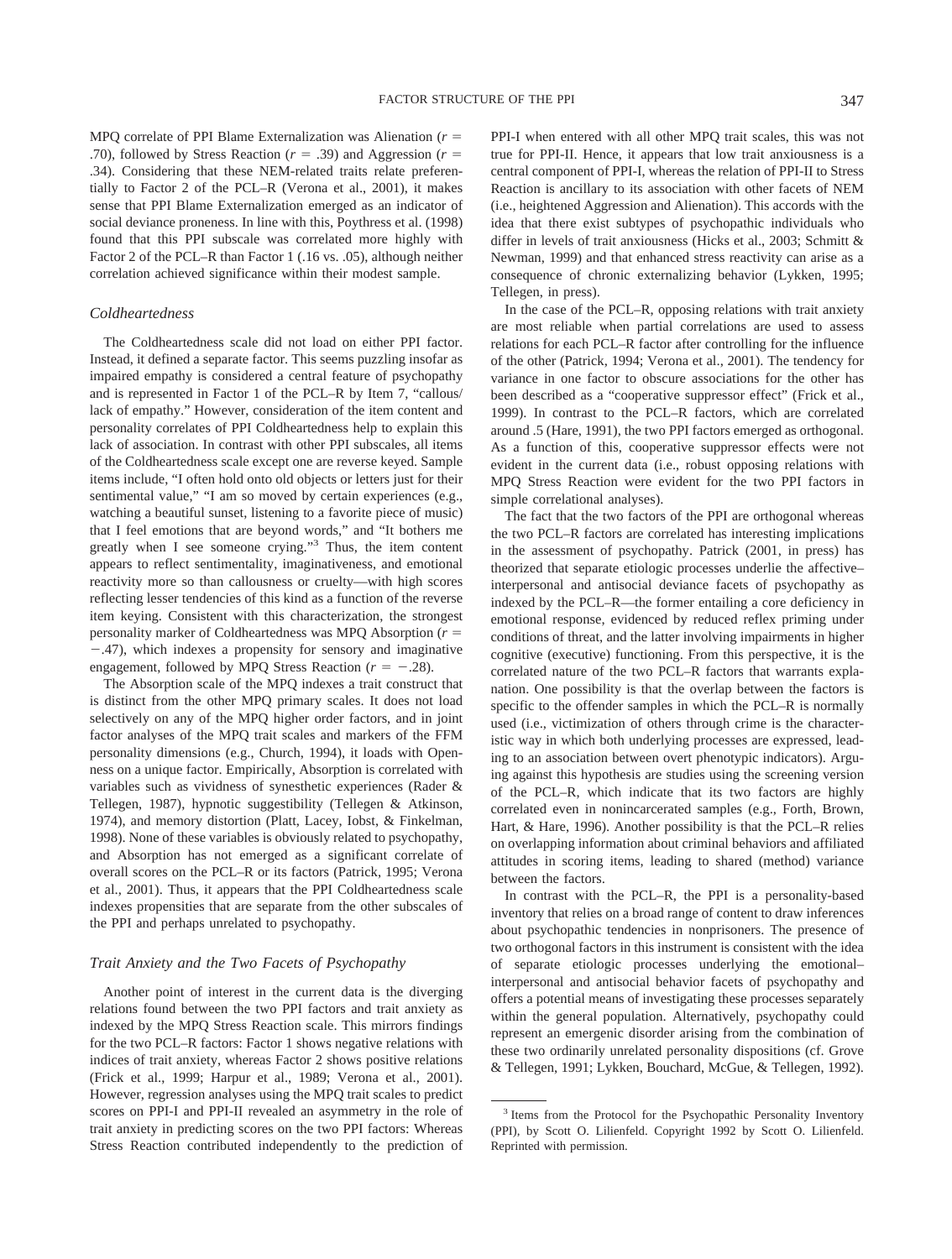MPQ correlate of PPI Blame Externalization was Alienation ($r = .70$), followed by Stress Reaction ($r = .39$) and Aggression ($r = .34$). Considering that these NEM-related traits relate preferentially to Factor 2 of the PCL–R (Verona et al., 2001), it makes sense that PPI Blame Externalization emerged as an indicator of social deviance proneness. In line with this, Poythress et al. (1998) found that this PPI subscale was correlated more highly with Factor 2 of the PCL–R than Factor 1 (.16 vs. .05), although neither correlation achieved significance within their modest sample.

### *Coldheartedness*

The Coldheartedness scale did not load on either PPI factor. Instead, it defined a separate factor. This seems puzzling insofar as impaired empathy is considered a central feature of psychopathy and is represented in Factor 1 of the PCL–R by Item 7, "callous/lack of empathy." However, consideration of the item content and personality correlates of PPI Coldheartedness help to explain this lack of association. In contrast with other PPI subscales, all items of the Coldheartedness scale except one are reverse keyed. Sample items include, "I often hold onto old objects or letters just for their sentimental value," "I am so moved by certain experiences (e.g., watching a beautiful sunset, listening to a favorite piece of music) that I feel emotions that are beyond words," and "It bothers me greatly when I see someone crying."[3] Thus, the item content appears to reflect sentimentality, imaginativeness, and emotional reactivity more so than callousness or cruelty—with high scores reflecting lesser tendencies of this kind as a function of the reverse item keying. Consistent with this characterization, the strongest personality marker of Coldheartedness was MPQ Absorption ($r = -.47$), which indexes a propensity for sensory and imaginative engagement, followed by MPQ Stress Reaction ($r = -.28$).

The Absorption scale of the MPQ indexes a trait construct that is distinct from the other MPQ primary scales. It does not load selectively on any of the MPQ higher order factors, and in joint factor analyses of the MPQ trait scales and markers of the FFM personality dimensions (e.g., Church, 1994), it loads with Openness on a unique factor. Empirically, Absorption is correlated with variables such as vividness of synesthetic experiences (Rader & Tellegen, 1987), hypnotic suggestibility (Tellegen & Atkinson, 1974), and memory distortion (Platt, Lacey, Iobst, & Finkelman, 1998). None of these variables is obviously related to psychopathy, and Absorption has not emerged as a significant correlate of overall scores on the PCL–R or its factors (Patrick, 1995; Verona et al., 2001). Thus, it appears that the PPI Coldheartedness scale indexes propensities that are separate from the other subscales of the PPI and perhaps unrelated to psychopathy.

### *Trait Anxiety and the Two Facets of Psychopathy*

Another point of interest in the current data is the diverging relations found between the two PPI factors and trait anxiety as indexed by the MPQ Stress Reaction scale. This mirrors findings for the two PCL–R factors: Factor 1 shows negative relations with indices of trait anxiety, whereas Factor 2 shows positive relations (Frick et al., 1999; Harpur et al., 1989; Verona et al., 2001). However, regression analyses using the MPQ trait scales to predict scores on PPI-I and PPI-II revealed an asymmetry in the role of trait anxiety in predicting scores on the two PPI factors: Whereas Stress Reaction contributed independently to the prediction of PPI-I when entered with all other MPQ trait scales, this was not true for PPI-II. Hence, it appears that low trait anxiousness is a central component of PPI-I, whereas the relation of PPI-II to Stress Reaction is ancillary to its association with other facets of NEM (i.e., heightened Aggression and Alienation). This accords with the idea that there exist subtypes of psychopathic individuals who differ in levels of trait anxiousness (Hicks et al., 2003; Schmitt & Newman, 1999) and that enhanced stress reactivity can arise as a consequence of chronic externalizing behavior (Lykken, 1995; Tellegen, in press).

In the case of the PCL–R, opposing relations with trait anxiety are most reliable when partial correlations are used to assess relations for each PCL–R factor after controlling for the influence of the other (Patrick, 1994; Verona et al., 2001). The tendency for variance in one factor to obscure associations for the other has been described as a "cooperative suppressor effect" (Frick et al., 1999). In contrast to the PCL–R factors, which are correlated around .5 (Hare, 1991), the two PPI factors emerged as orthogonal. As a function of this, cooperative suppressor effects were not evident in the current data (i.e., robust opposing relations with MPQ Stress Reaction were evident for the two PPI factors in simple correlational analyses).

The fact that the two factors of the PPI are orthogonal whereas the two PCL–R factors are correlated has interesting implications in the assessment of psychopathy. Patrick (2001, in press) has theorized that separate etiologic processes underlie the affective–interpersonal and antisocial deviance facets of psychopathy as indexed by the PCL–R—the former entailing a core deficiency in emotional response, evidenced by reduced reflex priming under conditions of threat, and the latter involving impairments in higher cognitive (executive) functioning. From this perspective, it is the correlated nature of the two PCL–R factors that warrants explanation. One possibility is that the overlap between the factors is specific to the offender samples in which the PCL–R is normally used (i.e., victimization of others through crime is the characteristic way in which both underlying processes are expressed, leading to an association between overt phenotypic indicators). Arguing against this hypothesis are studies using the screening version of the PCL–R, which indicate that its two factors are highly correlated even in nonincarcerated samples (e.g., Forth, Brown, Hart, & Hare, 1996). Another possibility is that the PCL–R relies on overlapping information about criminal behaviors and affiliated attitudes in scoring items, leading to shared (method) variance between the factors.

In contrast with the PCL–R, the PPI is a personality-based inventory that relies on a broad range of content to draw inferences about psychopathic tendencies in nonprisoners. The presence of two orthogonal factors in this instrument is consistent with the idea of separate etiologic processes underlying the emotional–interpersonal and antisocial behavior facets of psychopathy and offers a potential means of investigating these processes separately within the general population. Alternatively, psychopathy could represent an emergenic disorder arising from the combination of these two ordinarily unrelated personality dispositions (cf. Grove & Tellegen, 1991; Lykken, Bouchard, McGue, & Tellegen, 1992).

---

[3] Items from the Protocol for the Psychopathic Personality Inventory (PPI), by Scott O. Lilienfeld. Copyright 1992 by Scott O. Lilienfeld. Reprinted with permission.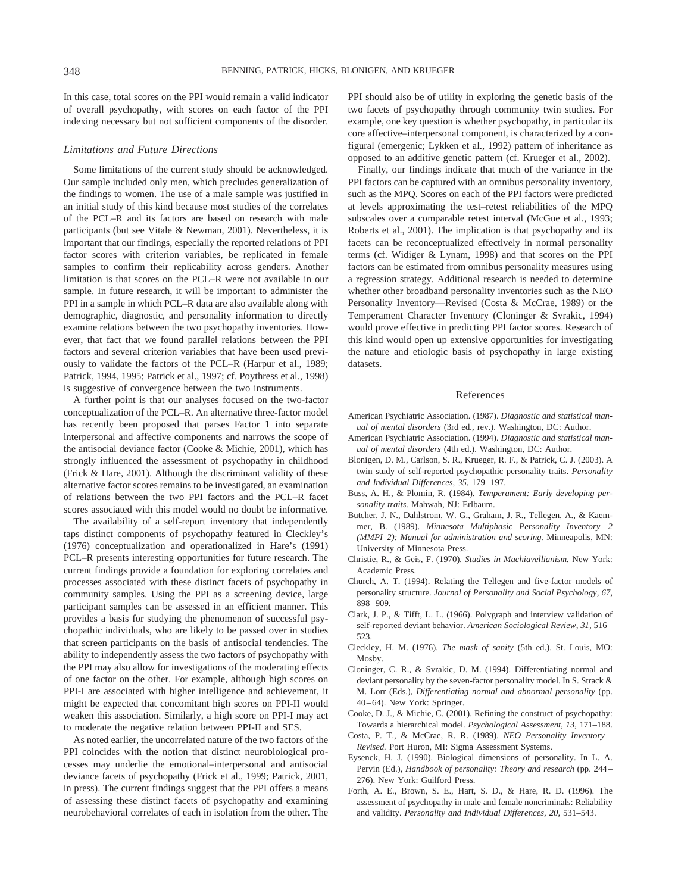In this case, total scores on the PPI would remain a valid indicator of overall psychopathy, with scores on each factor of the PPI indexing necessary but not sufficient components of the disorder.

### *Limitations and Future Directions*

Some limitations of the current study should be acknowledged. Our sample included only men, which precludes generalization of the findings to women. The use of a male sample was justified in an initial study of this kind because most studies of the correlates of the PCL–R and its factors are based on research with male participants (but see Vitale & Newman, 2001). Nevertheless, it is important that our findings, especially the reported relations of PPI factor scores with criterion variables, be replicated in female samples to confirm their replicability across genders. Another limitation is that scores on the PCL–R were not available in our sample. In future research, it will be important to administer the PPI in a sample in which PCL–R data are also available along with demographic, diagnostic, and personality information to directly examine relations between the two psychopathy inventories. However, that fact that we found parallel relations between the PPI factors and several criterion variables that have been used previously to validate the factors of the PCL–R (Harpur et al., 1989; Patrick, 1994, 1995; Patrick et al., 1997; cf. Poythress et al., 1998) is suggestive of convergence between the two instruments.

A further point is that our analyses focused on the two-factor conceptualization of the PCL–R. An alternative three-factor model has recently been proposed that parses Factor 1 into separate interpersonal and affective components and narrows the scope of the antisocial deviance factor (Cooke & Michie, 2001), which has strongly influenced the assessment of psychopathy in childhood (Frick & Hare, 2001). Although the discriminant validity of these alternative factor scores remains to be investigated, an examination of relations between the two PPI factors and the PCL–R facet scores associated with this model would no doubt be informative.

The availability of a self-report inventory that independently taps distinct components of psychopathy featured in Cleckley's (1976) conceptualization and operationalized in Hare's (1991) PCL–R presents interesting opportunities for future research. The current findings provide a foundation for exploring correlates and processes associated with these distinct facets of psychopathy in community samples. Using the PPI as a screening device, large participant samples can be assessed in an efficient manner. This provides a basis for studying the phenomenon of successful psychopathic individuals, who are likely to be passed over in studies that screen participants on the basis of antisocial tendencies. The ability to independently assess the two factors of psychopathy with the PPI may also allow for investigations of the moderating effects of one factor on the other. For example, although high scores on PPI-I are associated with higher intelligence and achievement, it might be expected that concomitant high scores on PPI-II would weaken this association. Similarly, a high score on PPI-I may act to moderate the negative relation between PPI-II and SES.

As noted earlier, the uncorrelated nature of the two factors of the PPI coincides with the notion that distinct neurobiological processes may underlie the emotional–interpersonal and antisocial deviance facets of psychopathy (Frick et al., 1999; Patrick, 2001, in press). The current findings suggest that the PPI offers a means of assessing these distinct facets of psychopathy and examining neurobehavioral correlates of each in isolation from the other. The PPI should also be of utility in exploring the genetic basis of the two facets of psychopathy through community twin studies. For example, one key question is whether psychopathy, in particular its core affective–interpersonal component, is characterized by a configural (emergenic; Lykken et al., 1992) pattern of inheritance as opposed to an additive genetic pattern (cf. Krueger et al., 2002).

Finally, our findings indicate that much of the variance in the PPI factors can be captured with an omnibus personality inventory, such as the MPQ. Scores on each of the PPI factors were predicted at levels approximating the test–retest reliabilities of the MPQ subscales over a comparable retest interval (McGue et al., 1993; Roberts et al., 2001). The implication is that psychopathy and its facets can be reconceptualized effectively in normal personality terms (cf. Widiger & Lynam, 1998) and that scores on the PPI factors can be estimated from omnibus personality measures using a regression strategy. Additional research is needed to determine whether other broadband personality inventories such as the NEO Personality Inventory—Revised (Costa & McCrae, 1989) or the Temperament Character Inventory (Cloninger & Svrakic, 1994) would prove effective in predicting PPI factor scores. Research of this kind would open up extensive opportunities for investigating the nature and etiologic basis of psychopathy in large existing datasets.

## References

American Psychiatric Association. (1987). *Diagnostic and statistical manual of mental disorders* (3rd ed., rev.). Washington, DC: Author.

American Psychiatric Association. (1994). *Diagnostic and statistical manual of mental disorders* (4th ed.). Washington, DC: Author.

Blonigen, D. M., Carlson, S. R., Krueger, R. F., & Patrick, C. J. (2003). A twin study of self-reported psychopathic personality traits. *Personality and Individual Differences, 35,* 179–197.

Buss, A. H., & Plomin, R. (1984). *Temperament: Early developing personality traits.* Mahwah, NJ: Erlbaum.

Butcher, J. N., Dahlstrom, W. G., Graham, J. R., Tellegen, A., & Kaemmer, B. (1989). *Minnesota Multiphasic Personality Inventory—2 (MMPI–2): Manual for administration and scoring.* Minneapolis, MN: University of Minnesota Press.

Christie, R., & Geis, F. (1970). *Studies in Machiavellianism.* New York: Academic Press.

Church, A. T. (1994). Relating the Tellegen and five-factor models of personality structure. *Journal of Personality and Social Psychology, 67,* 898–909.

Clark, J. P., & Tifft, L. L. (1966). Polygraph and interview validation of self-reported deviant behavior. *American Sociological Review, 31,* 516–523.

Cleckley, H. M. (1976). *The mask of sanity* (5th ed.). St. Louis, MO: Mosby.

Cloninger, C. R., & Svrakic, D. M. (1994). Differentiating normal and deviant personality by the seven-factor personality model. In S. Strack & M. Lorr (Eds.), *Differentiating normal and abnormal personality* (pp. 40–64). New York: Springer.

Cooke, D. J., & Michie, C. (2001). Refining the construct of psychopathy: Towards a hierarchical model. *Psychological Assessment, 13,* 171–188.

Costa, P. T., & McCrae, R. R. (1989). *NEO Personality Inventory—Revised.* Port Huron, MI: Sigma Assessment Systems.

Eysenck, H. J. (1990). Biological dimensions of personality. In L. A. Pervin (Ed.), *Handbook of personality: Theory and research* (pp. 244–276). New York: Guilford Press.

Forth, A. E., Brown, S. E., Hart, S. D., & Hare, R. D. (1996). The assessment of psychopathy in male and female noncriminals: Reliability and validity. *Personality and Individual Differences, 20,* 531–543.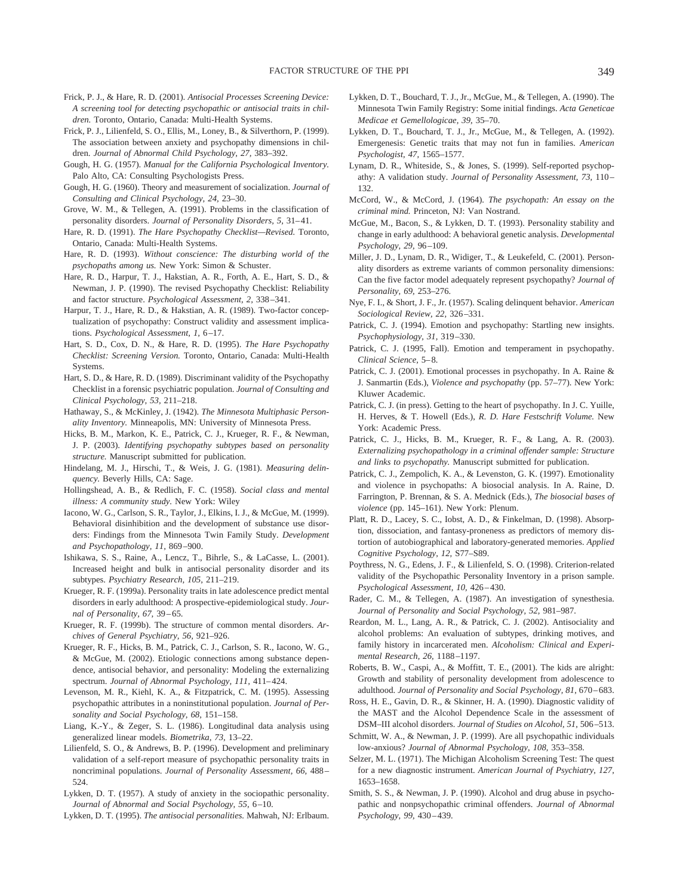Frick, P. J., & Hare, R. D. (2001). *Antisocial Processes Screening Device: A screening tool for detecting psychopathic or antisocial traits in children.* Toronto, Ontario, Canada: Multi-Health Systems.

Frick, P. J., Lilienfeld, S. O., Ellis, M., Loney, B., & Silverthorn, P. (1999). The association between anxiety and psychopathy dimensions in children. *Journal of Abnormal Child Psychology, 27,* 383–392.

Gough, H. G. (1957). *Manual for the California Psychological Inventory.* Palo Alto, CA: Consulting Psychologists Press.

Gough, H. G. (1960). Theory and measurement of socialization. *Journal of Consulting and Clinical Psychology, 24,* 23–30.

Grove, W. M., & Tellegen, A. (1991). Problems in the classification of personality disorders. *Journal of Personality Disorders, 5,* 31–41.

Hare, R. D. (1991). *The Hare Psychopathy Checklist—Revised.* Toronto, Ontario, Canada: Multi-Health Systems.

Hare, R. D. (1993). *Without conscience: The disturbing world of the psychopaths among us.* New York: Simon & Schuster.

Hare, R. D., Harpur, T. J., Hakstian, A. R., Forth, A. E., Hart, S. D., & Newman, J. P. (1990). The revised Psychopathy Checklist: Reliability and factor structure. *Psychological Assessment, 2,* 338–341.

Harpur, T. J., Hare, R. D., & Hakstian, A. R. (1989). Two-factor conceptualization of psychopathy: Construct validity and assessment implications. *Psychological Assessment, 1,* 6–17.

Hart, S. D., Cox, D. N., & Hare, R. D. (1995). *The Hare Psychopathy Checklist: Screening Version.* Toronto, Ontario, Canada: Multi-Health Systems.

Hart, S. D., & Hare, R. D. (1989). Discriminant validity of the Psychopathy Checklist in a forensic psychiatric population. *Journal of Consulting and Clinical Psychology, 53,* 211–218.

Hathaway, S., & McKinley, J. (1942). *The Minnesota Multiphasic Personality Inventory.* Minneapolis, MN: University of Minnesota Press.

Hicks, B. M., Markon, K. E., Patrick, C. J., Krueger, R. F., & Newman, J. P. (2003). *Identifying psychopathy subtypes based on personality structure.* Manuscript submitted for publication.

Hindelang, M. J., Hirschi, T., & Weis, J. G. (1981). *Measuring delinquency.* Beverly Hills, CA: Sage.

Hollingshead, A. B., & Redlich, F. C. (1958). *Social class and mental illness: A community study.* New York: Wiley

Iacono, W. G., Carlson, S. R., Taylor, J., Elkins, I. J., & McGue, M. (1999). Behavioral disinhibition and the development of substance use disorders: Findings from the Minnesota Twin Family Study. *Development and Psychopathology, 11,* 869–900.

Ishikawa, S. S., Raine, A., Lencz, T., Bihrle, S., & LaCasse, L. (2001). Increased height and bulk in antisocial personality disorder and its subtypes. *Psychiatry Research, 105,* 211–219.

Krueger, R. F. (1999a). Personality traits in late adolescence predict mental disorders in early adulthood: A prospective-epidemiological study. *Journal of Personality, 67,* 39–65.

Krueger, R. F. (1999b). The structure of common mental disorders. *Archives of General Psychiatry, 56,* 921–926.

Krueger, R. F., Hicks, B. M., Patrick, C. J., Carlson, S. R., Iacono, W. G., & McGue, M. (2002). Etiologic connections among substance dependence, antisocial behavior, and personality: Modeling the externalizing spectrum. *Journal of Abnormal Psychology, 111,* 411–424.

Levenson, M. R., Kiehl, K. A., & Fitzpatrick, C. M. (1995). Assessing psychopathic attributes in a noninstitutional population. *Journal of Personality and Social Psychology, 68,* 151–158.

Liang, K.-Y., & Zeger, S. L. (1986). Longitudinal data analysis using generalized linear models. *Biometrika, 73,* 13–22.

Lilienfeld, S. O., & Andrews, B. P. (1996). Development and preliminary validation of a self-report measure of psychopathic personality traits in noncriminal populations. *Journal of Personality Assessment, 66,* 488–524.

Lykken, D. T. (1957). A study of anxiety in the sociopathic personality. *Journal of Abnormal and Social Psychology, 55,* 6–10.

Lykken, D. T. (1995). *The antisocial personalities.* Mahwah, NJ: Erlbaum.

Lykken, D. T., Bouchard, T. J., Jr., McGue, M., & Tellegen, A. (1990). The Minnesota Twin Family Registry: Some initial findings. *Acta Geneticae Medicae et Gemellologicae, 39,* 35–70.

Lykken, D. T., Bouchard, T. J., Jr., McGue, M., & Tellegen, A. (1992). Emergenesis: Genetic traits that may not fun in families. *American Psychologist, 47,* 1565–1577.

Lynam, D. R., Whiteside, S., & Jones, S. (1999). Self-reported psychopathy: A validation study. *Journal of Personality Assessment, 73,* 110–132.

McCord, W., & McCord, J. (1964). *The psychopath: An essay on the criminal mind.* Princeton, NJ: Van Nostrand.

McGue, M., Bacon, S., & Lykken, D. T. (1993). Personality stability and change in early adulthood: A behavioral genetic analysis. *Developmental Psychology, 29,* 96–109.

Miller, J. D., Lynam, D. R., Widiger, T., & Leukefeld, C. (2001). Personality disorders as extreme variants of common personality dimensions: Can the five factor model adequately represent psychopathy? *Journal of Personality, 69,* 253–276.

Nye, F. I., & Short, J. F., Jr. (1957). Scaling delinquent behavior. *American Sociological Review, 22,* 326–331.

Patrick, C. J. (1994). Emotion and psychopathy: Startling new insights. *Psychophysiology, 31,* 319–330.

Patrick, C. J. (1995, Fall). Emotion and temperament in psychopathy. *Clinical Science,* 5–8.

Patrick, C. J. (2001). Emotional processes in psychopathy. In A. Raine & J. Sanmartin (Eds.), *Violence and psychopathy* (pp. 57–77). New York: Kluwer Academic.

Patrick, C. J. (in press). Getting to the heart of psychopathy. In J. C. Yuille, H. Herves, & T. Howell (Eds.), *R. D. Hare Festschrift Volume.* New York: Academic Press.

Patrick, C. J., Hicks, B. M., Krueger, R. F., & Lang, A. R. (2003). *Externalizing psychopathology in a criminal offender sample: Structure and links to psychopathy.* Manuscript submitted for publication.

Patrick, C. J., Zempolich, K. A., & Levenston, G. K. (1997). Emotionality and violence in psychopaths: A biosocial analysis. In A. Raine, D. Farrington, P. Brennan, & S. A. Mednick (Eds.), *The biosocial bases of violence* (pp. 145–161). New York: Plenum.

Platt, R. D., Lacey, S. C., Iobst, A. D., & Finkelman, D. (1998). Absorption, dissociation, and fantasy-proneness as predictors of memory distortion of autobiographical and laboratory-generated memories. *Applied Cognitive Psychology, 12,* S77–S89.

Poythress, N. G., Edens, J. F., & Lilienfeld, S. O. (1998). Criterion-related validity of the Psychopathic Personality Inventory in a prison sample. *Psychological Assessment, 10,* 426–430.

Rader, C. M., & Tellegen, A. (1987). An investigation of synesthesia. *Journal of Personality and Social Psychology, 52,* 981–987.

Reardon, M. L., Lang, A. R., & Patrick, C. J. (2002). Antisociality and alcohol problems: An evaluation of subtypes, drinking motives, and family history in incarcerated men. *Alcoholism: Clinical and Experimental Research, 26,* 1188–1197.

Roberts, B. W., Caspi, A., & Moffitt, T. E., (2001). The kids are alright: Growth and stability of personality development from adolescence to adulthood. *Journal of Personality and Social Psychology, 81,* 670–683.

Ross, H. E., Gavin, D. R., & Skinner, H. A. (1990). Diagnostic validity of the MAST and the Alcohol Dependence Scale in the assessment of DSM–III alcohol disorders. *Journal of Studies on Alcohol, 51,* 506–513.

Schmitt, W. A., & Newman, J. P. (1999). Are all psychopathic individuals low-anxious? *Journal of Abnormal Psychology, 108,* 353–358.

Selzer, M. L. (1971). The Michigan Alcoholism Screening Test: The quest for a new diagnostic instrument. *American Journal of Psychiatry, 127,* 1653–1658.

Smith, S. S., & Newman, J. P. (1990). Alcohol and drug abuse in psychopathic and nonpsychopathic criminal offenders. *Journal of Abnormal Psychology, 99,* 430–439.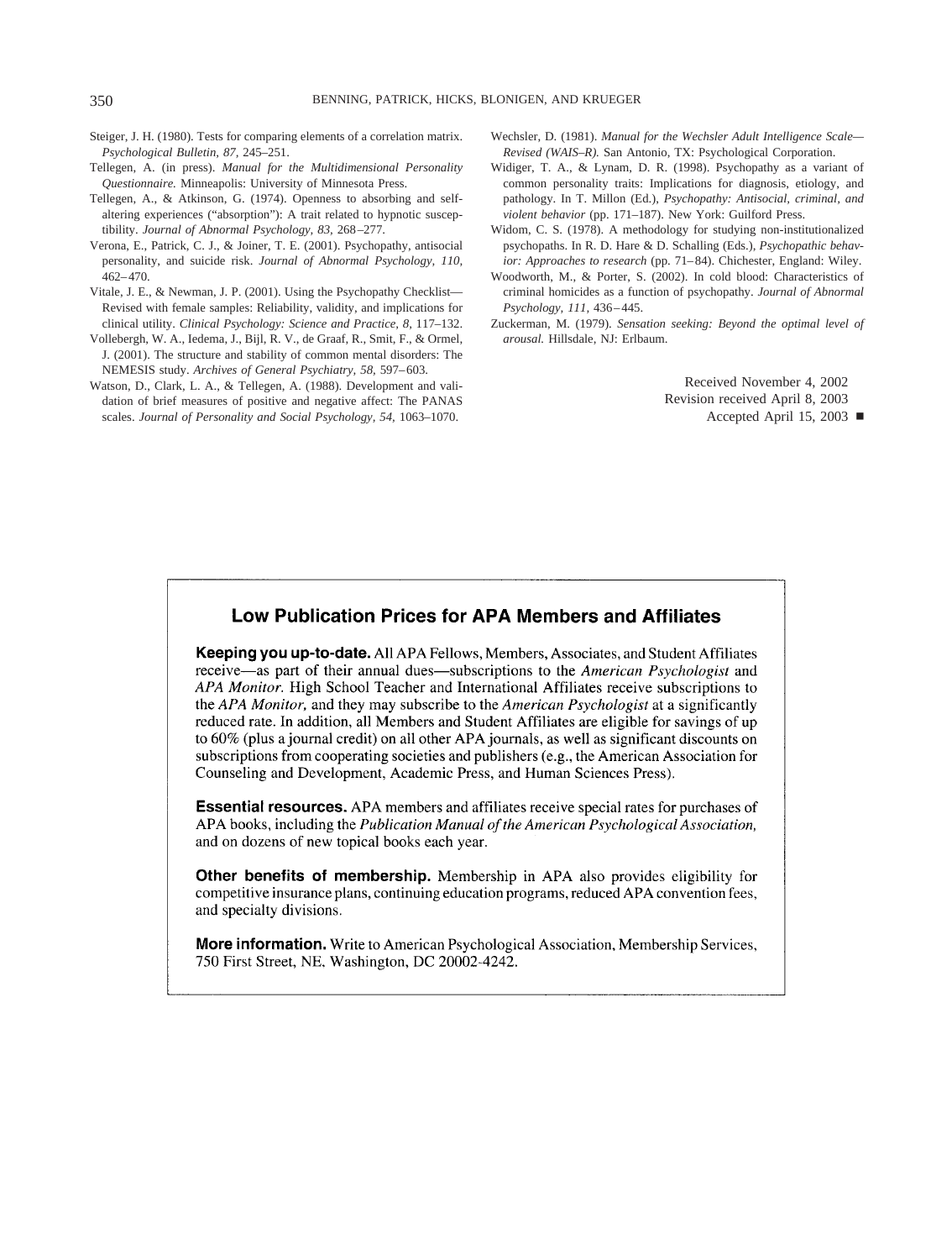Steiger, J. H. (1980). Tests for comparing elements of a correlation matrix. *Psychological Bulletin, 87,* 245–251.

Tellegen, A. (in press). *Manual for the Multidimensional Personality Questionnaire.* Minneapolis: University of Minnesota Press.

Tellegen, A., & Atkinson, G. (1974). Openness to absorbing and self-altering experiences ("absorption"): A trait related to hypnotic susceptibility. *Journal of Abnormal Psychology, 83,* 268–277.

Verona, E., Patrick, C. J., & Joiner, T. E. (2001). Psychopathy, antisocial personality, and suicide risk. *Journal of Abnormal Psychology, 110,* 462–470.

Vitale, J. E., & Newman, J. P. (2001). Using the Psychopathy Checklist—Revised with female samples: Reliability, validity, and implications for clinical utility. *Clinical Psychology: Science and Practice, 8,* 117–132.

Vollebergh, W. A., Iedema, J., Bijl, R. V., de Graaf, R., Smit, F., & Ormel, J. (2001). The structure and stability of common mental disorders: The NEMESIS study. *Archives of General Psychiatry, 58,* 597–603.

Watson, D., Clark, L. A., & Tellegen, A. (1988). Development and validation of brief measures of positive and negative affect: The PANAS scales. *Journal of Personality and Social Psychology, 54,* 1063–1070.

Wechsler, D. (1981). *Manual for the Wechsler Adult Intelligence Scale—Revised (WAIS–R).* San Antonio, TX: Psychological Corporation.

Widiger, T. A., & Lynam, D. R. (1998). Psychopathy as a variant of common personality traits: Implications for diagnosis, etiology, and pathology. In T. Millon (Ed.), *Psychopathy: Antisocial, criminal, and violent behavior* (pp. 171–187). New York: Guilford Press.

Widom, C. S. (1978). A methodology for studying non-institutionalized psychopaths. In R. D. Hare & D. Schalling (Eds.), *Psychopathic behavior: Approaches to research* (pp. 71–84). Chichester, England: Wiley.

Woodworth, M., & Porter, S. (2002). In cold blood: Characteristics of criminal homicides as a function of psychopathy. *Journal of Abnormal Psychology, 111,* 436–445.

Zuckerman, M. (1979). *Sensation seeking: Beyond the optimal level of arousal.* Hillsdale, NJ: Erlbaum.

Received November 4, 2002
Revision received April 8, 2003
Accepted April 15, 2003 ■

## Low Publication Prices for APA Members and Affiliates

**Keeping you up-to-date.** All APA Fellows, Members, Associates, and Student Affiliates receive—as part of their annual dues—subscriptions to the *American Psychologist* and *APA Monitor.* High School Teacher and International Affiliates receive subscriptions to the *APA Monitor,* and they may subscribe to the *American Psychologist* at a significantly reduced rate. In addition, all Members and Student Affiliates are eligible for savings of up to 60% (plus a journal credit) on all other APA journals, as well as significant discounts on subscriptions from cooperating societies and publishers (e.g., the American Association for Counseling and Development, Academic Press, and Human Sciences Press).

**Essential resources.** APA members and affiliates receive special rates for purchases of APA books, including the *Publication Manual of the American Psychological Association,* and on dozens of new topical books each year.

**Other benefits of membership.** Membership in APA also provides eligibility for competitive insurance plans, continuing education programs, reduced APA convention fees, and specialty divisions.

**More information.** Write to American Psychological Association, Membership Services, 750 First Street, NE, Washington, DC 20002-4242.